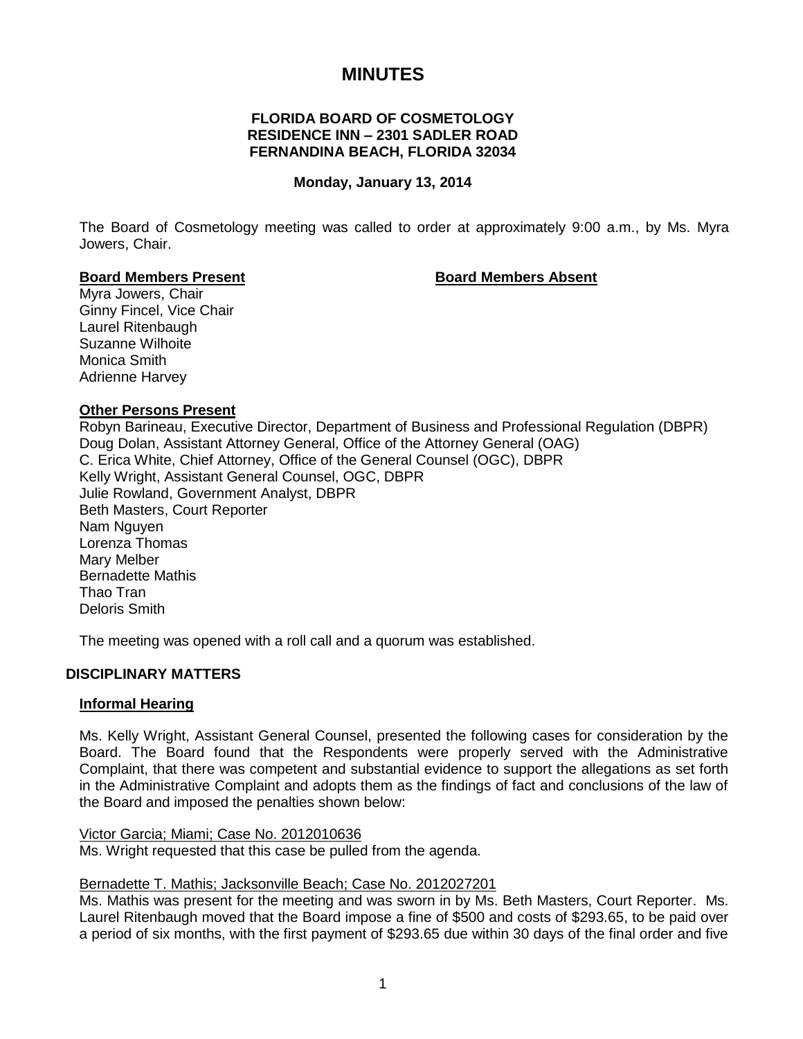# MINUTES

**FLORIDA BOARD OF COSMETOLOGY**
**RESIDENCE INN – 2301 SADLER ROAD**
**FERNANDINA BEACH, FLORIDA 32034**

**Monday, January 13, 2014**

The Board of Cosmetology meeting was called to order at approximately 9:00 a.m., by Ms. Myra Jowers, Chair.

**Board Members Present**

Myra Jowers, Chair
Ginny Fincel, Vice Chair
Laurel Ritenbaugh
Suzanne Wilhoite
Monica Smith
Adrienne Harvey

**Board Members Absent**

**Other Persons Present**

Robyn Barineau, Executive Director, Department of Business and Professional Regulation (DBPR)
Doug Dolan, Assistant Attorney General, Office of the Attorney General (OAG)
C. Erica White, Chief Attorney, Office of the General Counsel (OGC), DBPR
Kelly Wright, Assistant General Counsel, OGC, DBPR
Julie Rowland, Government Analyst, DBPR
Beth Masters, Court Reporter
Nam Nguyen
Lorenza Thomas
Mary Melber
Bernadette Mathis
Thao Tran
Deloris Smith

The meeting was opened with a roll call and a quorum was established.

## DISCIPLINARY MATTERS

### Informal Hearing

Ms. Kelly Wright, Assistant General Counsel, presented the following cases for consideration by the Board. The Board found that the Respondents were properly served with the Administrative Complaint, that there was competent and substantial evidence to support the allegations as set forth in the Administrative Complaint and adopts them as the findings of fact and conclusions of the law of the Board and imposed the penalties shown below:

Victor Garcia; Miami; Case No. 2012010636
Ms. Wright requested that this case be pulled from the agenda.

Bernadette T. Mathis; Jacksonville Beach; Case No. 2012027201
Ms. Mathis was present for the meeting and was sworn in by Ms. Beth Masters, Court Reporter. Ms. Laurel Ritenbaugh moved that the Board impose a fine of $500 and costs of $293.65, to be paid over a period of six months, with the first payment of $293.65 due within 30 days of the final order and five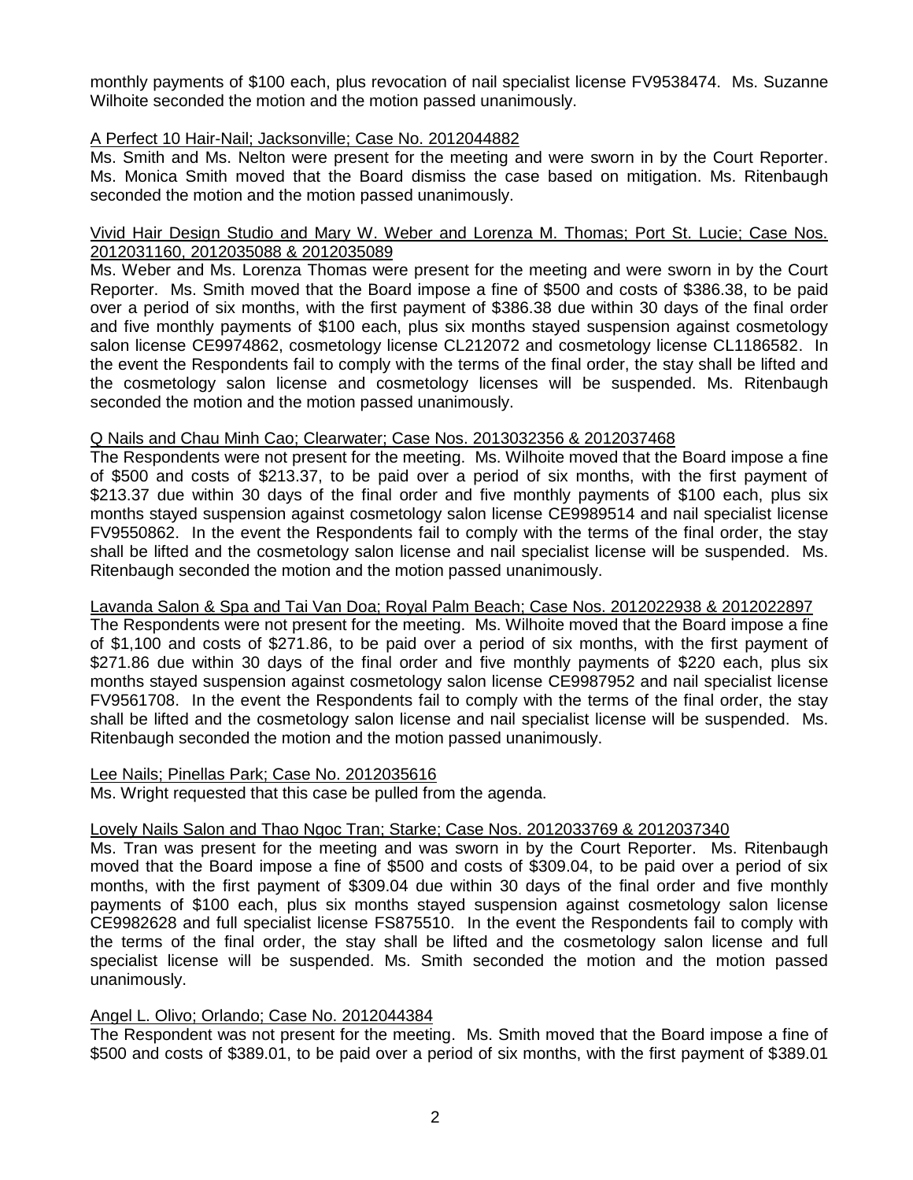monthly payments of $100 each, plus revocation of nail specialist license FV9538474. Ms. Suzanne Wilhoite seconded the motion and the motion passed unanimously.

<u>A Perfect 10 Hair-Nail; Jacksonville; Case No. 2012044882</u>

Ms. Smith and Ms. Nelton were present for the meeting and were sworn in by the Court Reporter. Ms. Monica Smith moved that the Board dismiss the case based on mitigation. Ms. Ritenbaugh seconded the motion and the motion passed unanimously.

<u>Vivid Hair Design Studio and Mary W. Weber and Lorenza M. Thomas; Port St. Lucie; Case Nos. 2012031160, 2012035088 & 2012035089</u>

Ms. Weber and Ms. Lorenza Thomas were present for the meeting and were sworn in by the Court Reporter. Ms. Smith moved that the Board impose a fine of $500 and costs of $386.38, to be paid over a period of six months, with the first payment of $386.38 due within 30 days of the final order and five monthly payments of $100 each, plus six months stayed suspension against cosmetology salon license CE9974862, cosmetology license CL212072 and cosmetology license CL1186582. In the event the Respondents fail to comply with the terms of the final order, the stay shall be lifted and the cosmetology salon license and cosmetology licenses will be suspended. Ms. Ritenbaugh seconded the motion and the motion passed unanimously.

<u>Q Nails and Chau Minh Cao; Clearwater; Case Nos. 2013032356 & 2012037468</u>

The Respondents were not present for the meeting. Ms. Wilhoite moved that the Board impose a fine of $500 and costs of $213.37, to be paid over a period of six months, with the first payment of $213.37 due within 30 days of the final order and five monthly payments of $100 each, plus six months stayed suspension against cosmetology salon license CE9989514 and nail specialist license FV9550862. In the event the Respondents fail to comply with the terms of the final order, the stay shall be lifted and the cosmetology salon license and nail specialist license will be suspended. Ms. Ritenbaugh seconded the motion and the motion passed unanimously.

<u>Lavanda Salon & Spa and Tai Van Doa; Royal Palm Beach; Case Nos. 2012022938 & 2012022897</u>

The Respondents were not present for the meeting. Ms. Wilhoite moved that the Board impose a fine of $1,100 and costs of $271.86, to be paid over a period of six months, with the first payment of $271.86 due within 30 days of the final order and five monthly payments of $220 each, plus six months stayed suspension against cosmetology salon license CE9987952 and nail specialist license FV9561708. In the event the Respondents fail to comply with the terms of the final order, the stay shall be lifted and the cosmetology salon license and nail specialist license will be suspended. Ms. Ritenbaugh seconded the motion and the motion passed unanimously.

<u>Lee Nails; Pinellas Park; Case No. 2012035616</u>

Ms. Wright requested that this case be pulled from the agenda.

<u>Lovely Nails Salon and Thao Ngoc Tran; Starke; Case Nos. 2012033769 & 2012037340</u>

Ms. Tran was present for the meeting and was sworn in by the Court Reporter. Ms. Ritenbaugh moved that the Board impose a fine of $500 and costs of $309.04, to be paid over a period of six months, with the first payment of $309.04 due within 30 days of the final order and five monthly payments of $100 each, plus six months stayed suspension against cosmetology salon license CE9982628 and full specialist license FS875510. In the event the Respondents fail to comply with the terms of the final order, the stay shall be lifted and the cosmetology salon license and full specialist license will be suspended. Ms. Smith seconded the motion and the motion passed unanimously.

<u>Angel L. Olivo; Orlando; Case No. 2012044384</u>

The Respondent was not present for the meeting. Ms. Smith moved that the Board impose a fine of $500 and costs of $389.01, to be paid over a period of six months, with the first payment of $389.01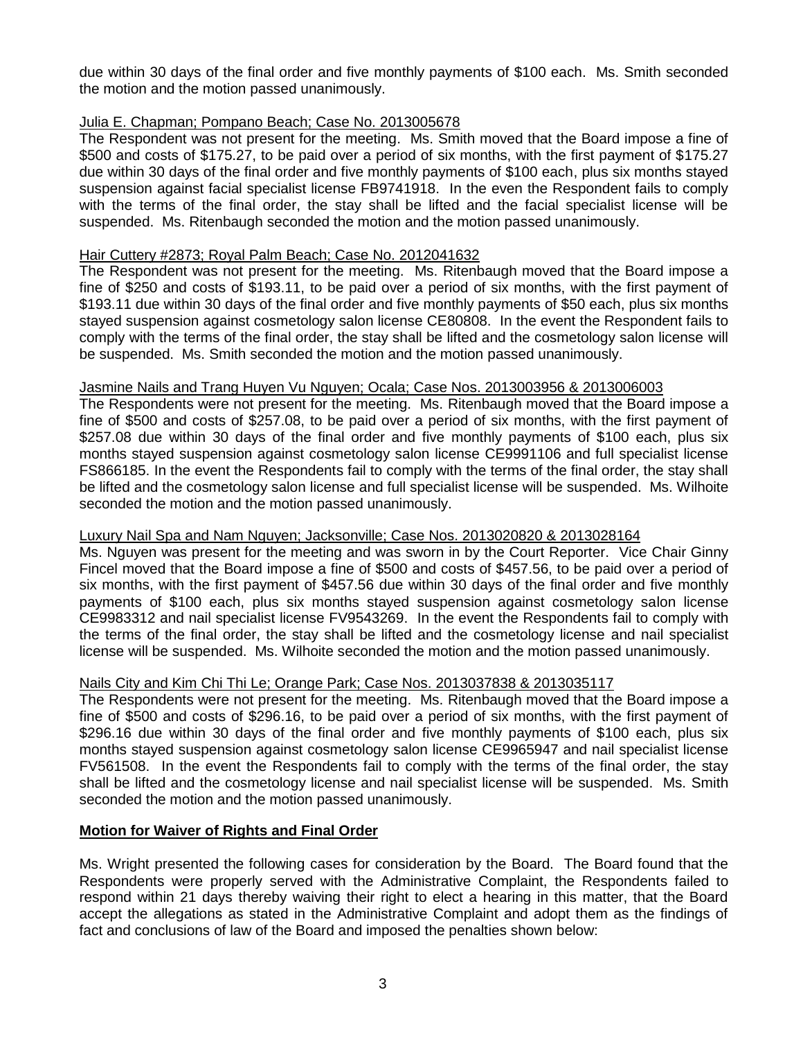due within 30 days of the final order and five monthly payments of $100 each. Ms. Smith seconded the motion and the motion passed unanimously.

Julia E. Chapman; Pompano Beach; Case No. 2013005678

The Respondent was not present for the meeting. Ms. Smith moved that the Board impose a fine of $500 and costs of $175.27, to be paid over a period of six months, with the first payment of $175.27 due within 30 days of the final order and five monthly payments of $100 each, plus six months stayed suspension against facial specialist license FB9741918. In the even the Respondent fails to comply with the terms of the final order, the stay shall be lifted and the facial specialist license will be suspended. Ms. Ritenbaugh seconded the motion and the motion passed unanimously.

Hair Cuttery #2873; Royal Palm Beach; Case No. 2012041632

The Respondent was not present for the meeting. Ms. Ritenbaugh moved that the Board impose a fine of $250 and costs of $193.11, to be paid over a period of six months, with the first payment of $193.11 due within 30 days of the final order and five monthly payments of $50 each, plus six months stayed suspension against cosmetology salon license CE80808. In the event the Respondent fails to comply with the terms of the final order, the stay shall be lifted and the cosmetology salon license will be suspended. Ms. Smith seconded the motion and the motion passed unanimously.

Jasmine Nails and Trang Huyen Vu Nguyen; Ocala; Case Nos. 2013003956 & 2013006003

The Respondents were not present for the meeting. Ms. Ritenbaugh moved that the Board impose a fine of $500 and costs of $257.08, to be paid over a period of six months, with the first payment of $257.08 due within 30 days of the final order and five monthly payments of $100 each, plus six months stayed suspension against cosmetology salon license CE9991106 and full specialist license FS866185. In the event the Respondents fail to comply with the terms of the final order, the stay shall be lifted and the cosmetology salon license and full specialist license will be suspended. Ms. Wilhoite seconded the motion and the motion passed unanimously.

Luxury Nail Spa and Nam Nguyen; Jacksonville; Case Nos. 2013020820 & 2013028164

Ms. Nguyen was present for the meeting and was sworn in by the Court Reporter. Vice Chair Ginny Fincel moved that the Board impose a fine of $500 and costs of $457.56, to be paid over a period of six months, with the first payment of $457.56 due within 30 days of the final order and five monthly payments of $100 each, plus six months stayed suspension against cosmetology salon license CE9983312 and nail specialist license FV9543269. In the event the Respondents fail to comply with the terms of the final order, the stay shall be lifted and the cosmetology license and nail specialist license will be suspended. Ms. Wilhoite seconded the motion and the motion passed unanimously.

Nails City and Kim Chi Thi Le; Orange Park; Case Nos. 2013037838 & 2013035117

The Respondents were not present for the meeting. Ms. Ritenbaugh moved that the Board impose a fine of $500 and costs of $296.16, to be paid over a period of six months, with the first payment of $296.16 due within 30 days of the final order and five monthly payments of $100 each, plus six months stayed suspension against cosmetology salon license CE9965947 and nail specialist license FV561508. In the event the Respondents fail to comply with the terms of the final order, the stay shall be lifted and the cosmetology license and nail specialist license will be suspended. Ms. Smith seconded the motion and the motion passed unanimously.

**Motion for Waiver of Rights and Final Order**

Ms. Wright presented the following cases for consideration by the Board. The Board found that the Respondents were properly served with the Administrative Complaint, the Respondents failed to respond within 21 days thereby waiving their right to elect a hearing in this matter, that the Board accept the allegations as stated in the Administrative Complaint and adopt them as the findings of fact and conclusions of law of the Board and imposed the penalties shown below: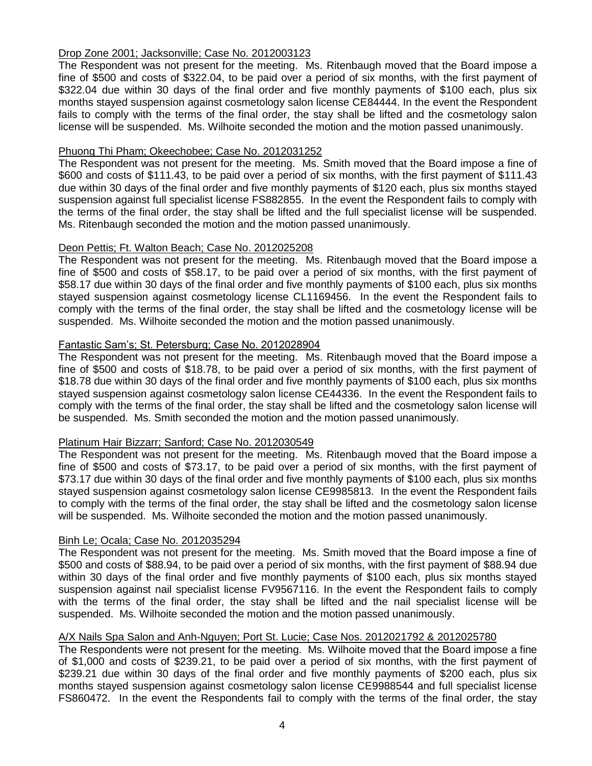Drop Zone 2001; Jacksonville; Case No. 2012003123

The Respondent was not present for the meeting. Ms. Ritenbaugh moved that the Board impose a fine of $500 and costs of $322.04, to be paid over a period of six months, with the first payment of $322.04 due within 30 days of the final order and five monthly payments of $100 each, plus six months stayed suspension against cosmetology salon license CE84444. In the event the Respondent fails to comply with the terms of the final order, the stay shall be lifted and the cosmetology salon license will be suspended. Ms. Wilhoite seconded the motion and the motion passed unanimously.

Phuong Thi Pham; Okeechobee; Case No. 2012031252

The Respondent was not present for the meeting. Ms. Smith moved that the Board impose a fine of $600 and costs of $111.43, to be paid over a period of six months, with the first payment of $111.43 due within 30 days of the final order and five monthly payments of $120 each, plus six months stayed suspension against full specialist license FS882855. In the event the Respondent fails to comply with the terms of the final order, the stay shall be lifted and the full specialist license will be suspended. Ms. Ritenbaugh seconded the motion and the motion passed unanimously.

Deon Pettis; Ft. Walton Beach; Case No. 2012025208

The Respondent was not present for the meeting. Ms. Ritenbaugh moved that the Board impose a fine of $500 and costs of $58.17, to be paid over a period of six months, with the first payment of $58.17 due within 30 days of the final order and five monthly payments of $100 each, plus six months stayed suspension against cosmetology license CL1169456. In the event the Respondent fails to comply with the terms of the final order, the stay shall be lifted and the cosmetology license will be suspended. Ms. Wilhoite seconded the motion and the motion passed unanimously.

Fantastic Sam's; St. Petersburg; Case No. 2012028904

The Respondent was not present for the meeting. Ms. Ritenbaugh moved that the Board impose a fine of $500 and costs of $18.78, to be paid over a period of six months, with the first payment of $18.78 due within 30 days of the final order and five monthly payments of $100 each, plus six months stayed suspension against cosmetology salon license CE44336. In the event the Respondent fails to comply with the terms of the final order, the stay shall be lifted and the cosmetology salon license will be suspended. Ms. Smith seconded the motion and the motion passed unanimously.

Platinum Hair Bizzarr; Sanford; Case No. 2012030549

The Respondent was not present for the meeting. Ms. Ritenbaugh moved that the Board impose a fine of $500 and costs of $73.17, to be paid over a period of six months, with the first payment of $73.17 due within 30 days of the final order and five monthly payments of $100 each, plus six months stayed suspension against cosmetology salon license CE9985813. In the event the Respondent fails to comply with the terms of the final order, the stay shall be lifted and the cosmetology salon license will be suspended. Ms. Wilhoite seconded the motion and the motion passed unanimously.

Binh Le; Ocala; Case No. 2012035294

The Respondent was not present for the meeting. Ms. Smith moved that the Board impose a fine of $500 and costs of $88.94, to be paid over a period of six months, with the first payment of $88.94 due within 30 days of the final order and five monthly payments of $100 each, plus six months stayed suspension against nail specialist license FV9567116. In the event the Respondent fails to comply with the terms of the final order, the stay shall be lifted and the nail specialist license will be suspended. Ms. Wilhoite seconded the motion and the motion passed unanimously.

A/X Nails Spa Salon and Anh-Nguyen; Port St. Lucie; Case Nos. 2012021792 & 2012025780

The Respondents were not present for the meeting. Ms. Wilhoite moved that the Board impose a fine of $1,000 and costs of $239.21, to be paid over a period of six months, with the first payment of $239.21 due within 30 days of the final order and five monthly payments of $200 each, plus six months stayed suspension against cosmetology salon license CE9988544 and full specialist license FS860472. In the event the Respondents fail to comply with the terms of the final order, the stay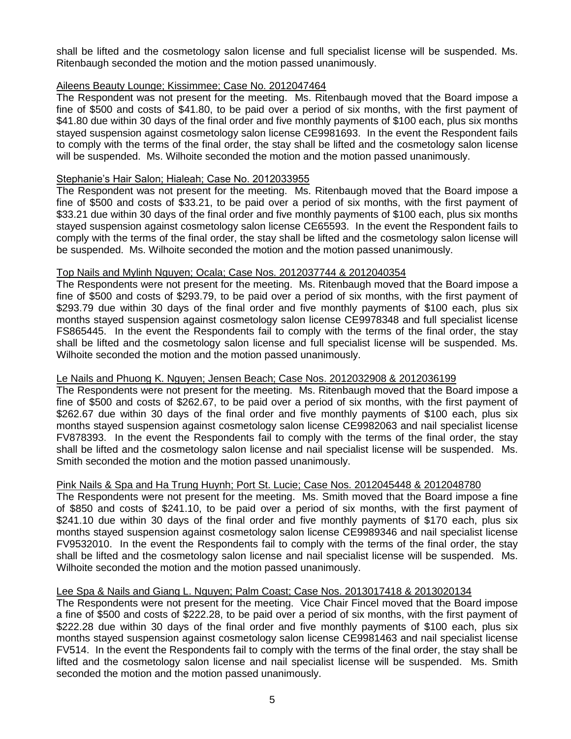shall be lifted and the cosmetology salon license and full specialist license will be suspended. Ms. Ritenbaugh seconded the motion and the motion passed unanimously.

Aileens Beauty Lounge; Kissimmee; Case No. 2012047464

The Respondent was not present for the meeting. Ms. Ritenbaugh moved that the Board impose a fine of $500 and costs of $41.80, to be paid over a period of six months, with the first payment of $41.80 due within 30 days of the final order and five monthly payments of $100 each, plus six months stayed suspension against cosmetology salon license CE9981693. In the event the Respondent fails to comply with the terms of the final order, the stay shall be lifted and the cosmetology salon license will be suspended. Ms. Wilhoite seconded the motion and the motion passed unanimously.

Stephanie's Hair Salon; Hialeah; Case No. 2012033955

The Respondent was not present for the meeting. Ms. Ritenbaugh moved that the Board impose a fine of $500 and costs of $33.21, to be paid over a period of six months, with the first payment of $33.21 due within 30 days of the final order and five monthly payments of $100 each, plus six months stayed suspension against cosmetology salon license CE65593. In the event the Respondent fails to comply with the terms of the final order, the stay shall be lifted and the cosmetology salon license will be suspended. Ms. Wilhoite seconded the motion and the motion passed unanimously.

Top Nails and Mylinh Nguyen; Ocala; Case Nos. 2012037744 & 2012040354

The Respondents were not present for the meeting. Ms. Ritenbaugh moved that the Board impose a fine of $500 and costs of $293.79, to be paid over a period of six months, with the first payment of $293.79 due within 30 days of the final order and five monthly payments of $100 each, plus six months stayed suspension against cosmetology salon license CE9978348 and full specialist license FS865445. In the event the Respondents fail to comply with the terms of the final order, the stay shall be lifted and the cosmetology salon license and full specialist license will be suspended. Ms. Wilhoite seconded the motion and the motion passed unanimously.

Le Nails and Phuong K. Nguyen; Jensen Beach; Case Nos. 2012032908 & 2012036199

The Respondents were not present for the meeting. Ms. Ritenbaugh moved that the Board impose a fine of $500 and costs of $262.67, to be paid over a period of six months, with the first payment of $262.67 due within 30 days of the final order and five monthly payments of $100 each, plus six months stayed suspension against cosmetology salon license CE9982063 and nail specialist license FV878393. In the event the Respondents fail to comply with the terms of the final order, the stay shall be lifted and the cosmetology salon license and nail specialist license will be suspended. Ms. Smith seconded the motion and the motion passed unanimously.

Pink Nails & Spa and Ha Trung Huynh; Port St. Lucie; Case Nos. 2012045448 & 2012048780

The Respondents were not present for the meeting. Ms. Smith moved that the Board impose a fine of $850 and costs of $241.10, to be paid over a period of six months, with the first payment of $241.10 due within 30 days of the final order and five monthly payments of $170 each, plus six months stayed suspension against cosmetology salon license CE9989346 and nail specialist license FV9532010. In the event the Respondents fail to comply with the terms of the final order, the stay shall be lifted and the cosmetology salon license and nail specialist license will be suspended. Ms. Wilhoite seconded the motion and the motion passed unanimously.

Lee Spa & Nails and Giang L. Nguyen; Palm Coast; Case Nos. 2013017418 & 2013020134

The Respondents were not present for the meeting. Vice Chair Fincel moved that the Board impose a fine of $500 and costs of $222.28, to be paid over a period of six months, with the first payment of $222.28 due within 30 days of the final order and five monthly payments of $100 each, plus six months stayed suspension against cosmetology salon license CE9981463 and nail specialist license FV514. In the event the Respondents fail to comply with the terms of the final order, the stay shall be lifted and the cosmetology salon license and nail specialist license will be suspended. Ms. Smith seconded the motion and the motion passed unanimously.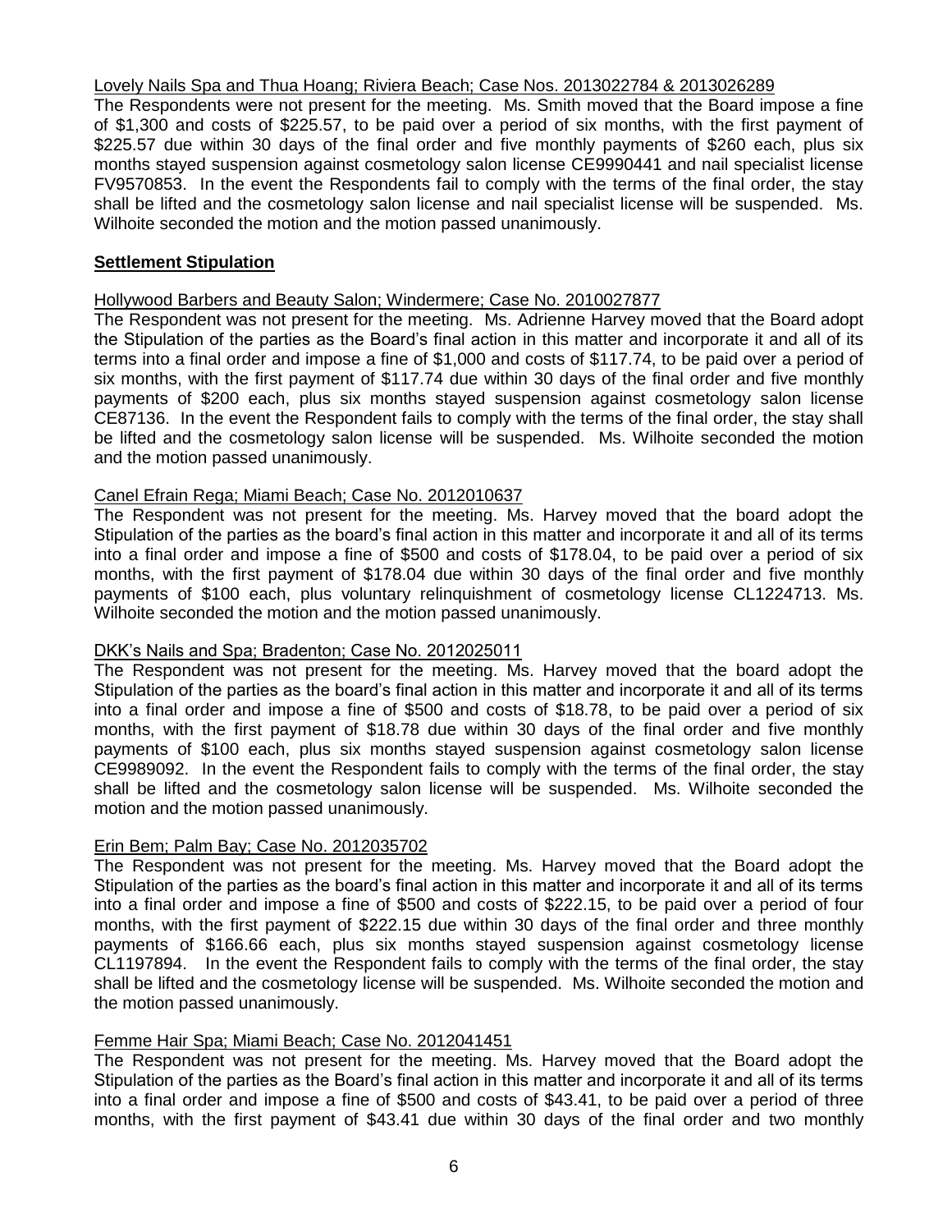Lovely Nails Spa and Thua Hoang; Riviera Beach; Case Nos. 2013022784 & 2013026289

The Respondents were not present for the meeting. Ms. Smith moved that the Board impose a fine of $1,300 and costs of $225.57, to be paid over a period of six months, with the first payment of $225.57 due within 30 days of the final order and five monthly payments of $260 each, plus six months stayed suspension against cosmetology salon license CE9990441 and nail specialist license FV9570853. In the event the Respondents fail to comply with the terms of the final order, the stay shall be lifted and the cosmetology salon license and nail specialist license will be suspended. Ms. Wilhoite seconded the motion and the motion passed unanimously.

**Settlement Stipulation**

Hollywood Barbers and Beauty Salon; Windermere; Case No. 2010027877

The Respondent was not present for the meeting. Ms. Adrienne Harvey moved that the Board adopt the Stipulation of the parties as the Board's final action in this matter and incorporate it and all of its terms into a final order and impose a fine of $1,000 and costs of $117.74, to be paid over a period of six months, with the first payment of $117.74 due within 30 days of the final order and five monthly payments of $200 each, plus six months stayed suspension against cosmetology salon license CE87136. In the event the Respondent fails to comply with the terms of the final order, the stay shall be lifted and the cosmetology salon license will be suspended. Ms. Wilhoite seconded the motion and the motion passed unanimously.

Canel Efrain Rega; Miami Beach; Case No. 2012010637

The Respondent was not present for the meeting. Ms. Harvey moved that the board adopt the Stipulation of the parties as the board's final action in this matter and incorporate it and all of its terms into a final order and impose a fine of $500 and costs of $178.04, to be paid over a period of six months, with the first payment of $178.04 due within 30 days of the final order and five monthly payments of $100 each, plus voluntary relinquishment of cosmetology license CL1224713. Ms. Wilhoite seconded the motion and the motion passed unanimously.

DKK's Nails and Spa; Bradenton; Case No. 2012025011

The Respondent was not present for the meeting. Ms. Harvey moved that the board adopt the Stipulation of the parties as the board's final action in this matter and incorporate it and all of its terms into a final order and impose a fine of $500 and costs of $18.78, to be paid over a period of six months, with the first payment of $18.78 due within 30 days of the final order and five monthly payments of $100 each, plus six months stayed suspension against cosmetology salon license CE9989092. In the event the Respondent fails to comply with the terms of the final order, the stay shall be lifted and the cosmetology salon license will be suspended. Ms. Wilhoite seconded the motion and the motion passed unanimously.

Erin Bem; Palm Bay; Case No. 2012035702

The Respondent was not present for the meeting. Ms. Harvey moved that the Board adopt the Stipulation of the parties as the board's final action in this matter and incorporate it and all of its terms into a final order and impose a fine of $500 and costs of $222.15, to be paid over a period of four months, with the first payment of $222.15 due within 30 days of the final order and three monthly payments of $166.66 each, plus six months stayed suspension against cosmetology license CL1197894. In the event the Respondent fails to comply with the terms of the final order, the stay shall be lifted and the cosmetology license will be suspended. Ms. Wilhoite seconded the motion and the motion passed unanimously.

Femme Hair Spa; Miami Beach; Case No. 2012041451

The Respondent was not present for the meeting. Ms. Harvey moved that the Board adopt the Stipulation of the parties as the Board's final action in this matter and incorporate it and all of its terms into a final order and impose a fine of $500 and costs of $43.41, to be paid over a period of three months, with the first payment of $43.41 due within 30 days of the final order and two monthly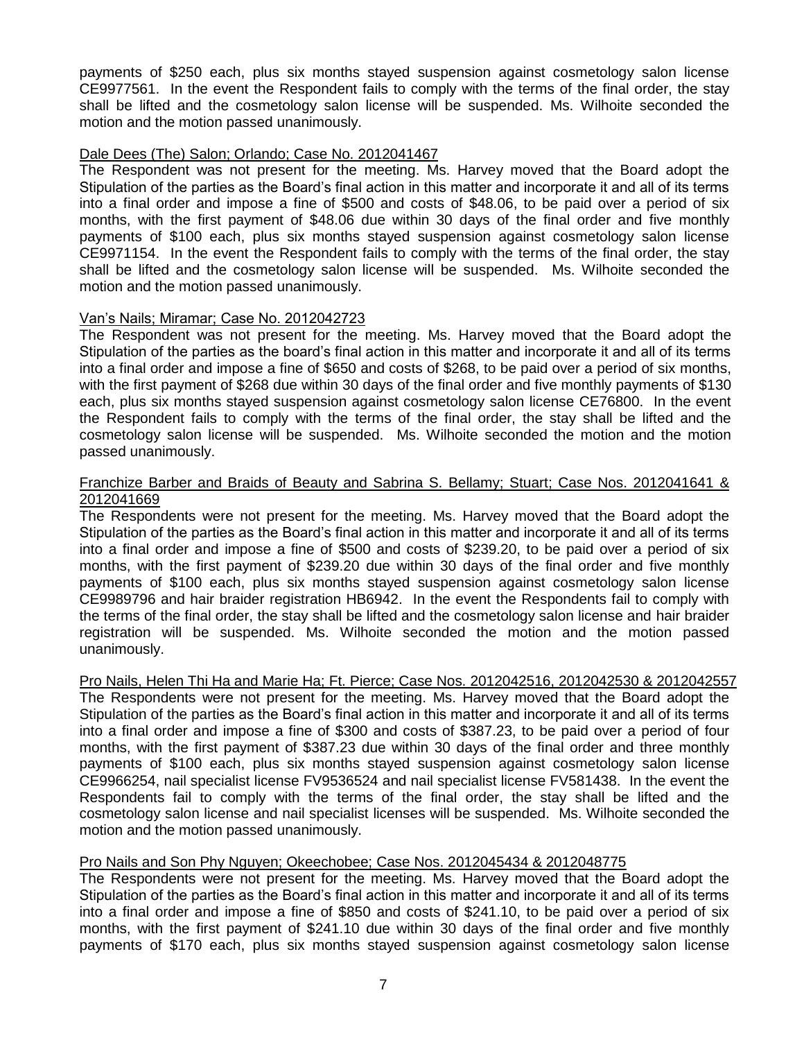payments of $250 each, plus six months stayed suspension against cosmetology salon license CE9977561. In the event the Respondent fails to comply with the terms of the final order, the stay shall be lifted and the cosmetology salon license will be suspended. Ms. Wilhoite seconded the motion and the motion passed unanimously.

Dale Dees (The) Salon; Orlando; Case No. 2012041467

The Respondent was not present for the meeting. Ms. Harvey moved that the Board adopt the Stipulation of the parties as the Board's final action in this matter and incorporate it and all of its terms into a final order and impose a fine of $500 and costs of $48.06, to be paid over a period of six months, with the first payment of $48.06 due within 30 days of the final order and five monthly payments of $100 each, plus six months stayed suspension against cosmetology salon license CE9971154. In the event the Respondent fails to comply with the terms of the final order, the stay shall be lifted and the cosmetology salon license will be suspended. Ms. Wilhoite seconded the motion and the motion passed unanimously.

Van's Nails; Miramar; Case No. 2012042723

The Respondent was not present for the meeting. Ms. Harvey moved that the Board adopt the Stipulation of the parties as the board's final action in this matter and incorporate it and all of its terms into a final order and impose a fine of $650 and costs of $268, to be paid over a period of six months, with the first payment of $268 due within 30 days of the final order and five monthly payments of $130 each, plus six months stayed suspension against cosmetology salon license CE76800. In the event the Respondent fails to comply with the terms of the final order, the stay shall be lifted and the cosmetology salon license will be suspended. Ms. Wilhoite seconded the motion and the motion passed unanimously.

Franchize Barber and Braids of Beauty and Sabrina S. Bellamy; Stuart; Case Nos. 2012041641 & 2012041669

The Respondents were not present for the meeting. Ms. Harvey moved that the Board adopt the Stipulation of the parties as the Board's final action in this matter and incorporate it and all of its terms into a final order and impose a fine of $500 and costs of $239.20, to be paid over a period of six months, with the first payment of $239.20 due within 30 days of the final order and five monthly payments of $100 each, plus six months stayed suspension against cosmetology salon license CE9989796 and hair braider registration HB6942. In the event the Respondents fail to comply with the terms of the final order, the stay shall be lifted and the cosmetology salon license and hair braider registration will be suspended. Ms. Wilhoite seconded the motion and the motion passed unanimously.

Pro Nails, Helen Thi Ha and Marie Ha; Ft. Pierce; Case Nos. 2012042516, 2012042530 & 2012042557

The Respondents were not present for the meeting. Ms. Harvey moved that the Board adopt the Stipulation of the parties as the Board's final action in this matter and incorporate it and all of its terms into a final order and impose a fine of $300 and costs of $387.23, to be paid over a period of four months, with the first payment of $387.23 due within 30 days of the final order and three monthly payments of $100 each, plus six months stayed suspension against cosmetology salon license CE9966254, nail specialist license FV9536524 and nail specialist license FV581438. In the event the Respondents fail to comply with the terms of the final order, the stay shall be lifted and the cosmetology salon license and nail specialist licenses will be suspended. Ms. Wilhoite seconded the motion and the motion passed unanimously.

Pro Nails and Son Phy Nguyen; Okeechobee; Case Nos. 2012045434 & 2012048775

The Respondents were not present for the meeting. Ms. Harvey moved that the Board adopt the Stipulation of the parties as the Board's final action in this matter and incorporate it and all of its terms into a final order and impose a fine of $850 and costs of $241.10, to be paid over a period of six months, with the first payment of $241.10 due within 30 days of the final order and five monthly payments of $170 each, plus six months stayed suspension against cosmetology salon license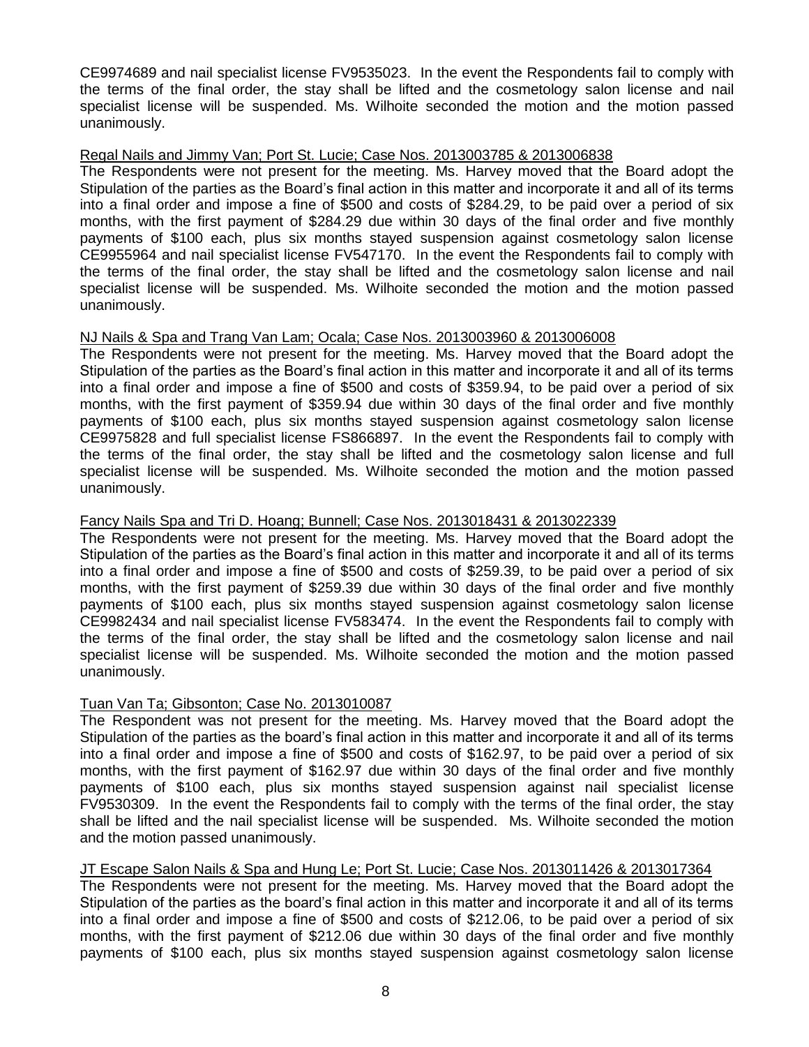CE9974689 and nail specialist license FV9535023. In the event the Respondents fail to comply with the terms of the final order, the stay shall be lifted and the cosmetology salon license and nail specialist license will be suspended. Ms. Wilhoite seconded the motion and the motion passed unanimously.

<u>Regal Nails and Jimmy Van; Port St. Lucie; Case Nos. 2013003785 & 2013006838</u>

The Respondents were not present for the meeting. Ms. Harvey moved that the Board adopt the Stipulation of the parties as the Board's final action in this matter and incorporate it and all of its terms into a final order and impose a fine of $500 and costs of $284.29, to be paid over a period of six months, with the first payment of $284.29 due within 30 days of the final order and five monthly payments of $100 each, plus six months stayed suspension against cosmetology salon license CE9955964 and nail specialist license FV547170. In the event the Respondents fail to comply with the terms of the final order, the stay shall be lifted and the cosmetology salon license and nail specialist license will be suspended. Ms. Wilhoite seconded the motion and the motion passed unanimously.

<u>NJ Nails & Spa and Trang Van Lam; Ocala; Case Nos. 2013003960 & 2013006008</u>

The Respondents were not present for the meeting. Ms. Harvey moved that the Board adopt the Stipulation of the parties as the Board's final action in this matter and incorporate it and all of its terms into a final order and impose a fine of $500 and costs of $359.94, to be paid over a period of six months, with the first payment of $359.94 due within 30 days of the final order and five monthly payments of $100 each, plus six months stayed suspension against cosmetology salon license CE9975828 and full specialist license FS866897. In the event the Respondents fail to comply with the terms of the final order, the stay shall be lifted and the cosmetology salon license and full specialist license will be suspended. Ms. Wilhoite seconded the motion and the motion passed unanimously.

<u>Fancy Nails Spa and Tri D. Hoang; Bunnell; Case Nos. 2013018431 & 2013022339</u>

The Respondents were not present for the meeting. Ms. Harvey moved that the Board adopt the Stipulation of the parties as the Board's final action in this matter and incorporate it and all of its terms into a final order and impose a fine of $500 and costs of $259.39, to be paid over a period of six months, with the first payment of $259.39 due within 30 days of the final order and five monthly payments of $100 each, plus six months stayed suspension against cosmetology salon license CE9982434 and nail specialist license FV583474. In the event the Respondents fail to comply with the terms of the final order, the stay shall be lifted and the cosmetology salon license and nail specialist license will be suspended. Ms. Wilhoite seconded the motion and the motion passed unanimously.

<u>Tuan Van Ta; Gibsonton; Case No. 2013010087</u>

The Respondent was not present for the meeting. Ms. Harvey moved that the Board adopt the Stipulation of the parties as the board's final action in this matter and incorporate it and all of its terms into a final order and impose a fine of $500 and costs of $162.97, to be paid over a period of six months, with the first payment of $162.97 due within 30 days of the final order and five monthly payments of $100 each, plus six months stayed suspension against nail specialist license FV9530309. In the event the Respondents fail to comply with the terms of the final order, the stay shall be lifted and the nail specialist license will be suspended. Ms. Wilhoite seconded the motion and the motion passed unanimously.

<u>JT Escape Salon Nails & Spa and Hung Le; Port St. Lucie; Case Nos. 2013011426 & 2013017364</u>

The Respondents were not present for the meeting. Ms. Harvey moved that the Board adopt the Stipulation of the parties as the board's final action in this matter and incorporate it and all of its terms into a final order and impose a fine of $500 and costs of $212.06, to be paid over a period of six months, with the first payment of $212.06 due within 30 days of the final order and five monthly payments of $100 each, plus six months stayed suspension against cosmetology salon license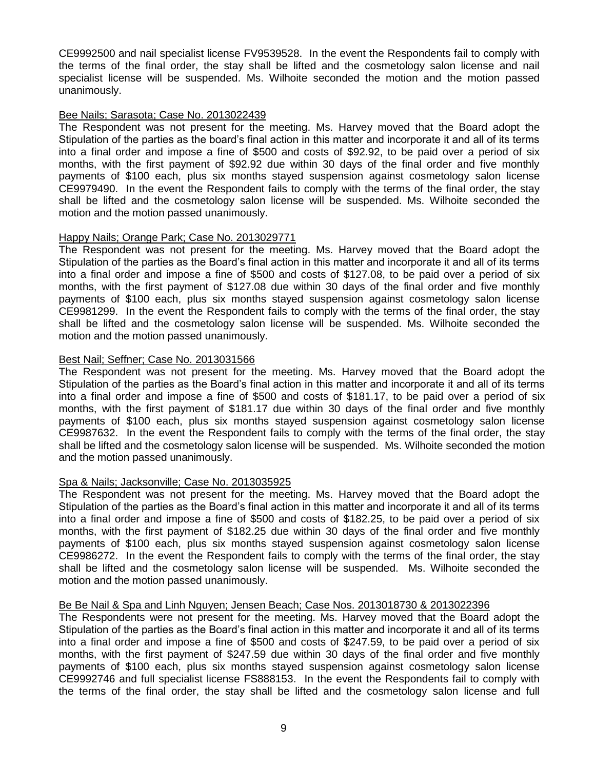CE9992500 and nail specialist license FV9539528. In the event the Respondents fail to comply with the terms of the final order, the stay shall be lifted and the cosmetology salon license and nail specialist license will be suspended. Ms. Wilhoite seconded the motion and the motion passed unanimously.

Bee Nails; Sarasota; Case No. 2013022439

The Respondent was not present for the meeting. Ms. Harvey moved that the Board adopt the Stipulation of the parties as the board's final action in this matter and incorporate it and all of its terms into a final order and impose a fine of $500 and costs of $92.92, to be paid over a period of six months, with the first payment of $92.92 due within 30 days of the final order and five monthly payments of $100 each, plus six months stayed suspension against cosmetology salon license CE9979490. In the event the Respondent fails to comply with the terms of the final order, the stay shall be lifted and the cosmetology salon license will be suspended. Ms. Wilhoite seconded the motion and the motion passed unanimously.

Happy Nails; Orange Park; Case No. 2013029771

The Respondent was not present for the meeting. Ms. Harvey moved that the Board adopt the Stipulation of the parties as the Board's final action in this matter and incorporate it and all of its terms into a final order and impose a fine of $500 and costs of $127.08, to be paid over a period of six months, with the first payment of $127.08 due within 30 days of the final order and five monthly payments of $100 each, plus six months stayed suspension against cosmetology salon license CE9981299. In the event the Respondent fails to comply with the terms of the final order, the stay shall be lifted and the cosmetology salon license will be suspended. Ms. Wilhoite seconded the motion and the motion passed unanimously.

Best Nail; Seffner; Case No. 2013031566

The Respondent was not present for the meeting. Ms. Harvey moved that the Board adopt the Stipulation of the parties as the Board's final action in this matter and incorporate it and all of its terms into a final order and impose a fine of $500 and costs of $181.17, to be paid over a period of six months, with the first payment of $181.17 due within 30 days of the final order and five monthly payments of $100 each, plus six months stayed suspension against cosmetology salon license CE9987632. In the event the Respondent fails to comply with the terms of the final order, the stay shall be lifted and the cosmetology salon license will be suspended. Ms. Wilhoite seconded the motion and the motion passed unanimously.

Spa & Nails; Jacksonville; Case No. 2013035925

The Respondent was not present for the meeting. Ms. Harvey moved that the Board adopt the Stipulation of the parties as the Board's final action in this matter and incorporate it and all of its terms into a final order and impose a fine of $500 and costs of $182.25, to be paid over a period of six months, with the first payment of $182.25 due within 30 days of the final order and five monthly payments of $100 each, plus six months stayed suspension against cosmetology salon license CE9986272. In the event the Respondent fails to comply with the terms of the final order, the stay shall be lifted and the cosmetology salon license will be suspended. Ms. Wilhoite seconded the motion and the motion passed unanimously.

Be Be Nail & Spa and Linh Nguyen; Jensen Beach; Case Nos. 2013018730 & 2013022396

The Respondents were not present for the meeting. Ms. Harvey moved that the Board adopt the Stipulation of the parties as the Board's final action in this matter and incorporate it and all of its terms into a final order and impose a fine of $500 and costs of $247.59, to be paid over a period of six months, with the first payment of $247.59 due within 30 days of the final order and five monthly payments of $100 each, plus six months stayed suspension against cosmetology salon license CE9992746 and full specialist license FS888153. In the event the Respondents fail to comply with the terms of the final order, the stay shall be lifted and the cosmetology salon license and full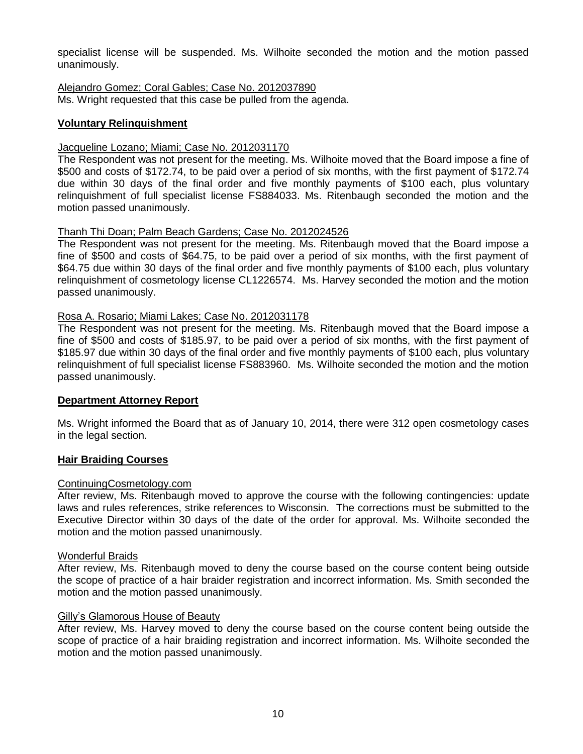specialist license will be suspended. Ms. Wilhoite seconded the motion and the motion passed unanimously.

Alejandro Gomez; Coral Gables; Case No. 2012037890
Ms. Wright requested that this case be pulled from the agenda.

## Voluntary Relinquishment

Jacqueline Lozano; Miami; Case No. 2012031170
The Respondent was not present for the meeting. Ms. Wilhoite moved that the Board impose a fine of $500 and costs of $172.74, to be paid over a period of six months, with the first payment of $172.74 due within 30 days of the final order and five monthly payments of $100 each, plus voluntary relinquishment of full specialist license FS884033. Ms. Ritenbaugh seconded the motion and the motion passed unanimously.

Thanh Thi Doan; Palm Beach Gardens; Case No. 2012024526
The Respondent was not present for the meeting. Ms. Ritenbaugh moved that the Board impose a fine of $500 and costs of $64.75, to be paid over a period of six months, with the first payment of $64.75 due within 30 days of the final order and five monthly payments of $100 each, plus voluntary relinquishment of cosmetology license CL1226574. Ms. Harvey seconded the motion and the motion passed unanimously.

Rosa A. Rosario; Miami Lakes; Case No. 2012031178
The Respondent was not present for the meeting. Ms. Ritenbaugh moved that the Board impose a fine of $500 and costs of $185.97, to be paid over a period of six months, with the first payment of $185.97 due within 30 days of the final order and five monthly payments of $100 each, plus voluntary relinquishment of full specialist license FS883960. Ms. Wilhoite seconded the motion and the motion passed unanimously.

## Department Attorney Report

Ms. Wright informed the Board that as of January 10, 2014, there were 312 open cosmetology cases in the legal section.

## Hair Braiding Courses

ContinuingCosmetology.com
After review, Ms. Ritenbaugh moved to approve the course with the following contingencies: update laws and rules references, strike references to Wisconsin. The corrections must be submitted to the Executive Director within 30 days of the date of the order for approval. Ms. Wilhoite seconded the motion and the motion passed unanimously.

Wonderful Braids
After review, Ms. Ritenbaugh moved to deny the course based on the course content being outside the scope of practice of a hair braider registration and incorrect information. Ms. Smith seconded the motion and the motion passed unanimously.

Gilly's Glamorous House of Beauty
After review, Ms. Harvey moved to deny the course based on the course content being outside the scope of practice of a hair braiding registration and incorrect information. Ms. Wilhoite seconded the motion and the motion passed unanimously.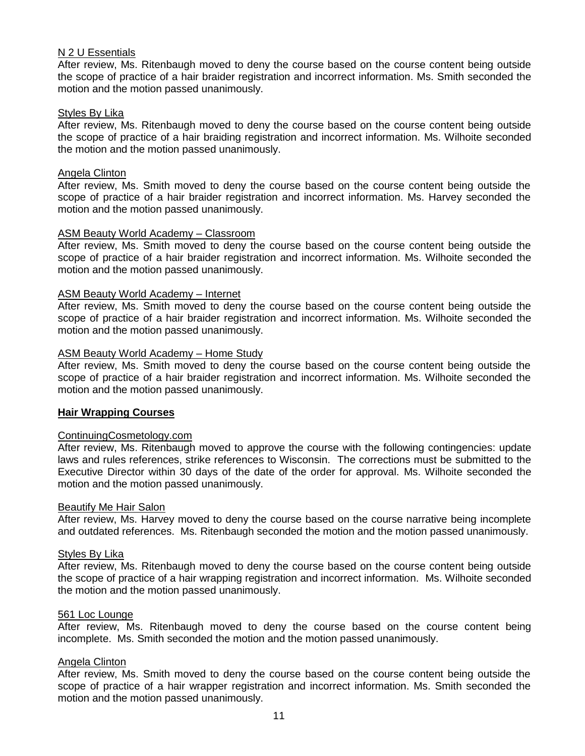N 2 U Essentials

After review, Ms. Ritenbaugh moved to deny the course based on the course content being outside the scope of practice of a hair braider registration and incorrect information. Ms. Smith seconded the motion and the motion passed unanimously.

Styles By Lika

After review, Ms. Ritenbaugh moved to deny the course based on the course content being outside the scope of practice of a hair braiding registration and incorrect information. Ms. Wilhoite seconded the motion and the motion passed unanimously.

Angela Clinton

After review, Ms. Smith moved to deny the course based on the course content being outside the scope of practice of a hair braider registration and incorrect information. Ms. Harvey seconded the motion and the motion passed unanimously.

ASM Beauty World Academy – Classroom

After review, Ms. Smith moved to deny the course based on the course content being outside the scope of practice of a hair braider registration and incorrect information. Ms. Wilhoite seconded the motion and the motion passed unanimously.

ASM Beauty World Academy – Internet

After review, Ms. Smith moved to deny the course based on the course content being outside the scope of practice of a hair braider registration and incorrect information. Ms. Wilhoite seconded the motion and the motion passed unanimously.

ASM Beauty World Academy – Home Study

After review, Ms. Smith moved to deny the course based on the course content being outside the scope of practice of a hair braider registration and incorrect information. Ms. Wilhoite seconded the motion and the motion passed unanimously.

**Hair Wrapping Courses**

ContinuingCosmetology.com

After review, Ms. Ritenbaugh moved to approve the course with the following contingencies: update laws and rules references, strike references to Wisconsin. The corrections must be submitted to the Executive Director within 30 days of the date of the order for approval. Ms. Wilhoite seconded the motion and the motion passed unanimously.

Beautify Me Hair Salon

After review, Ms. Harvey moved to deny the course based on the course narrative being incomplete and outdated references. Ms. Ritenbaugh seconded the motion and the motion passed unanimously.

Styles By Lika

After review, Ms. Ritenbaugh moved to deny the course based on the course content being outside the scope of practice of a hair wrapping registration and incorrect information. Ms. Wilhoite seconded the motion and the motion passed unanimously.

561 Loc Lounge

After review, Ms. Ritenbaugh moved to deny the course based on the course content being incomplete. Ms. Smith seconded the motion and the motion passed unanimously.

Angela Clinton

After review, Ms. Smith moved to deny the course based on the course content being outside the scope of practice of a hair wrapper registration and incorrect information. Ms. Smith seconded the motion and the motion passed unanimously.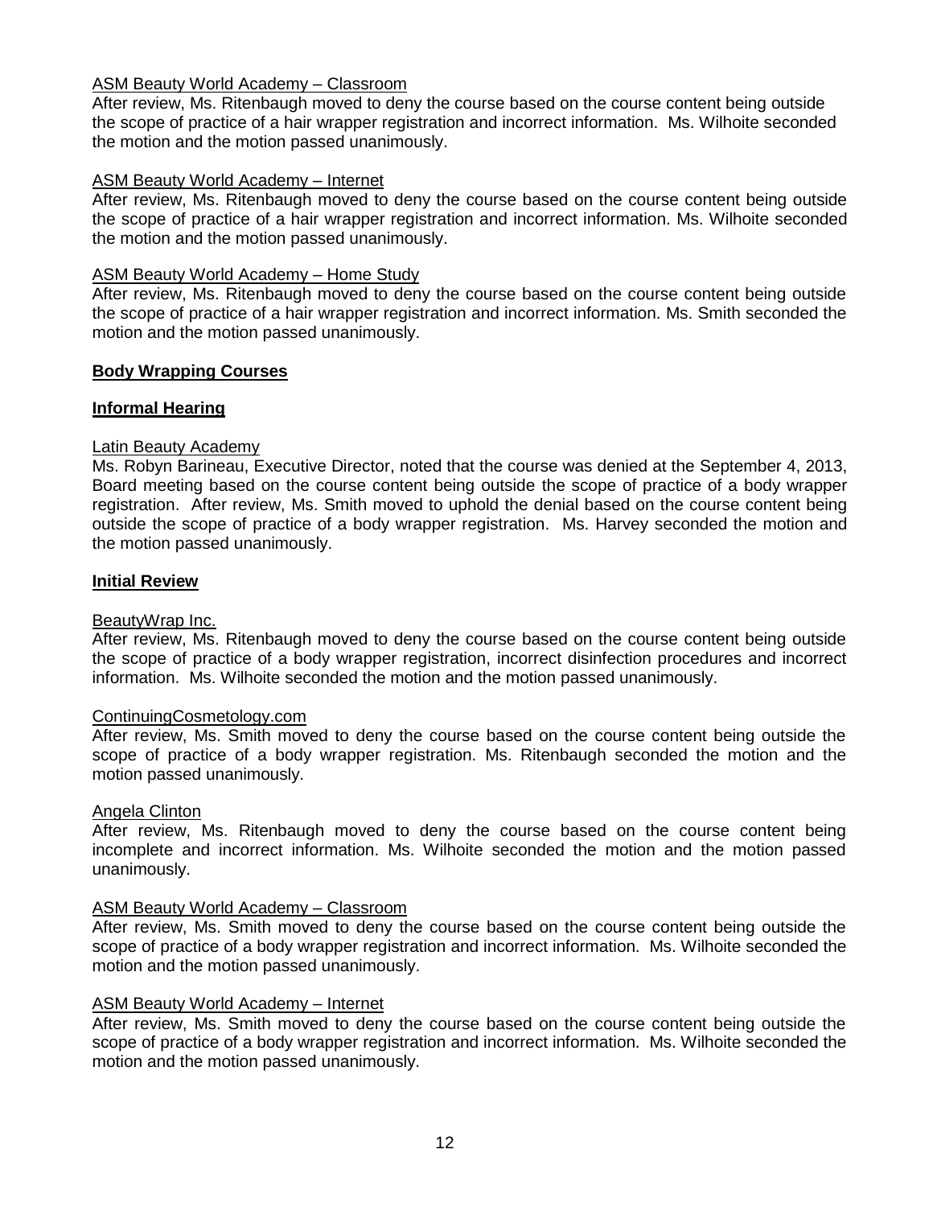ASM Beauty World Academy – Classroom

After review, Ms. Ritenbaugh moved to deny the course based on the course content being outside the scope of practice of a hair wrapper registration and incorrect information. Ms. Wilhoite seconded the motion and the motion passed unanimously.

ASM Beauty World Academy – Internet

After review, Ms. Ritenbaugh moved to deny the course based on the course content being outside the scope of practice of a hair wrapper registration and incorrect information. Ms. Wilhoite seconded the motion and the motion passed unanimously.

ASM Beauty World Academy – Home Study

After review, Ms. Ritenbaugh moved to deny the course based on the course content being outside the scope of practice of a hair wrapper registration and incorrect information. Ms. Smith seconded the motion and the motion passed unanimously.

**Body Wrapping Courses**

**Informal Hearing**

Latin Beauty Academy

Ms. Robyn Barineau, Executive Director, noted that the course was denied at the September 4, 2013, Board meeting based on the course content being outside the scope of practice of a body wrapper registration. After review, Ms. Smith moved to uphold the denial based on the course content being outside the scope of practice of a body wrapper registration. Ms. Harvey seconded the motion and the motion passed unanimously.

**Initial Review**

BeautyWrap Inc.

After review, Ms. Ritenbaugh moved to deny the course based on the course content being outside the scope of practice of a body wrapper registration, incorrect disinfection procedures and incorrect information. Ms. Wilhoite seconded the motion and the motion passed unanimously.

ContinuingCosmetology.com

After review, Ms. Smith moved to deny the course based on the course content being outside the scope of practice of a body wrapper registration. Ms. Ritenbaugh seconded the motion and the motion passed unanimously.

Angela Clinton

After review, Ms. Ritenbaugh moved to deny the course based on the course content being incomplete and incorrect information. Ms. Wilhoite seconded the motion and the motion passed unanimously.

ASM Beauty World Academy – Classroom

After review, Ms. Smith moved to deny the course based on the course content being outside the scope of practice of a body wrapper registration and incorrect information. Ms. Wilhoite seconded the motion and the motion passed unanimously.

ASM Beauty World Academy – Internet

After review, Ms. Smith moved to deny the course based on the course content being outside the scope of practice of a body wrapper registration and incorrect information. Ms. Wilhoite seconded the motion and the motion passed unanimously.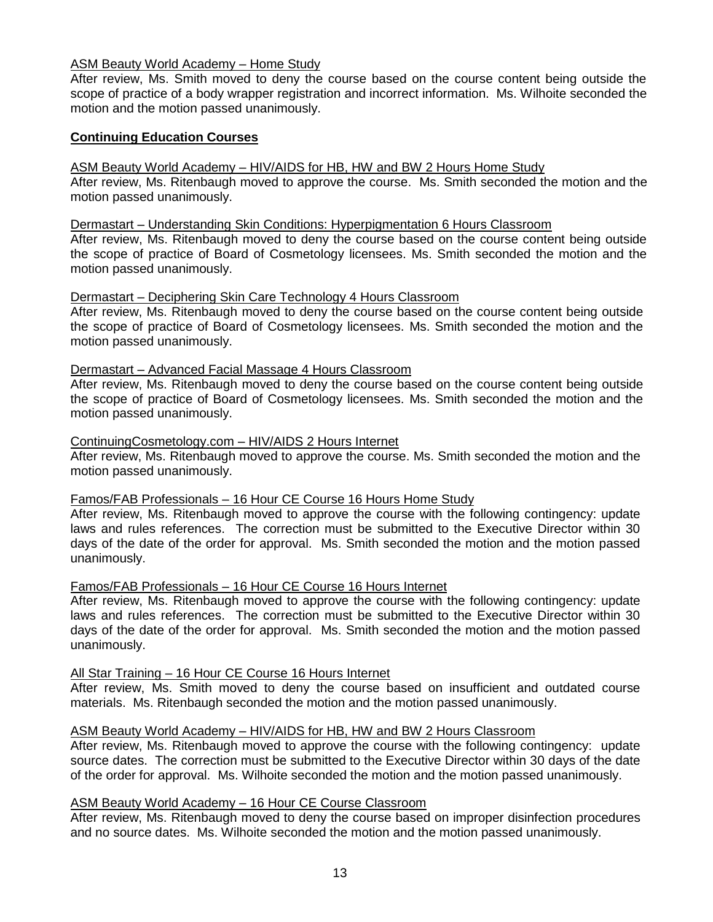ASM Beauty World Academy – Home Study

After review, Ms. Smith moved to deny the course based on the course content being outside the scope of practice of a body wrapper registration and incorrect information. Ms. Wilhoite seconded the motion and the motion passed unanimously.

**Continuing Education Courses**

ASM Beauty World Academy – HIV/AIDS for HB, HW and BW 2 Hours Home Study

After review, Ms. Ritenbaugh moved to approve the course. Ms. Smith seconded the motion and the motion passed unanimously.

Dermastart – Understanding Skin Conditions: Hyperpigmentation 6 Hours Classroom

After review, Ms. Ritenbaugh moved to deny the course based on the course content being outside the scope of practice of Board of Cosmetology licensees. Ms. Smith seconded the motion and the motion passed unanimously.

Dermastart – Deciphering Skin Care Technology 4 Hours Classroom

After review, Ms. Ritenbaugh moved to deny the course based on the course content being outside the scope of practice of Board of Cosmetology licensees. Ms. Smith seconded the motion and the motion passed unanimously.

Dermastart – Advanced Facial Massage 4 Hours Classroom

After review, Ms. Ritenbaugh moved to deny the course based on the course content being outside the scope of practice of Board of Cosmetology licensees. Ms. Smith seconded the motion and the motion passed unanimously.

ContinuingCosmetology.com – HIV/AIDS 2 Hours Internet

After review, Ms. Ritenbaugh moved to approve the course. Ms. Smith seconded the motion and the motion passed unanimously.

Famos/FAB Professionals – 16 Hour CE Course 16 Hours Home Study

After review, Ms. Ritenbaugh moved to approve the course with the following contingency: update laws and rules references. The correction must be submitted to the Executive Director within 30 days of the date of the order for approval. Ms. Smith seconded the motion and the motion passed unanimously.

Famos/FAB Professionals – 16 Hour CE Course 16 Hours Internet

After review, Ms. Ritenbaugh moved to approve the course with the following contingency: update laws and rules references. The correction must be submitted to the Executive Director within 30 days of the date of the order for approval. Ms. Smith seconded the motion and the motion passed unanimously.

All Star Training – 16 Hour CE Course 16 Hours Internet

After review, Ms. Smith moved to deny the course based on insufficient and outdated course materials. Ms. Ritenbaugh seconded the motion and the motion passed unanimously.

ASM Beauty World Academy – HIV/AIDS for HB, HW and BW 2 Hours Classroom

After review, Ms. Ritenbaugh moved to approve the course with the following contingency: update source dates. The correction must be submitted to the Executive Director within 30 days of the date of the order for approval. Ms. Wilhoite seconded the motion and the motion passed unanimously.

ASM Beauty World Academy – 16 Hour CE Course Classroom

After review, Ms. Ritenbaugh moved to deny the course based on improper disinfection procedures and no source dates. Ms. Wilhoite seconded the motion and the motion passed unanimously.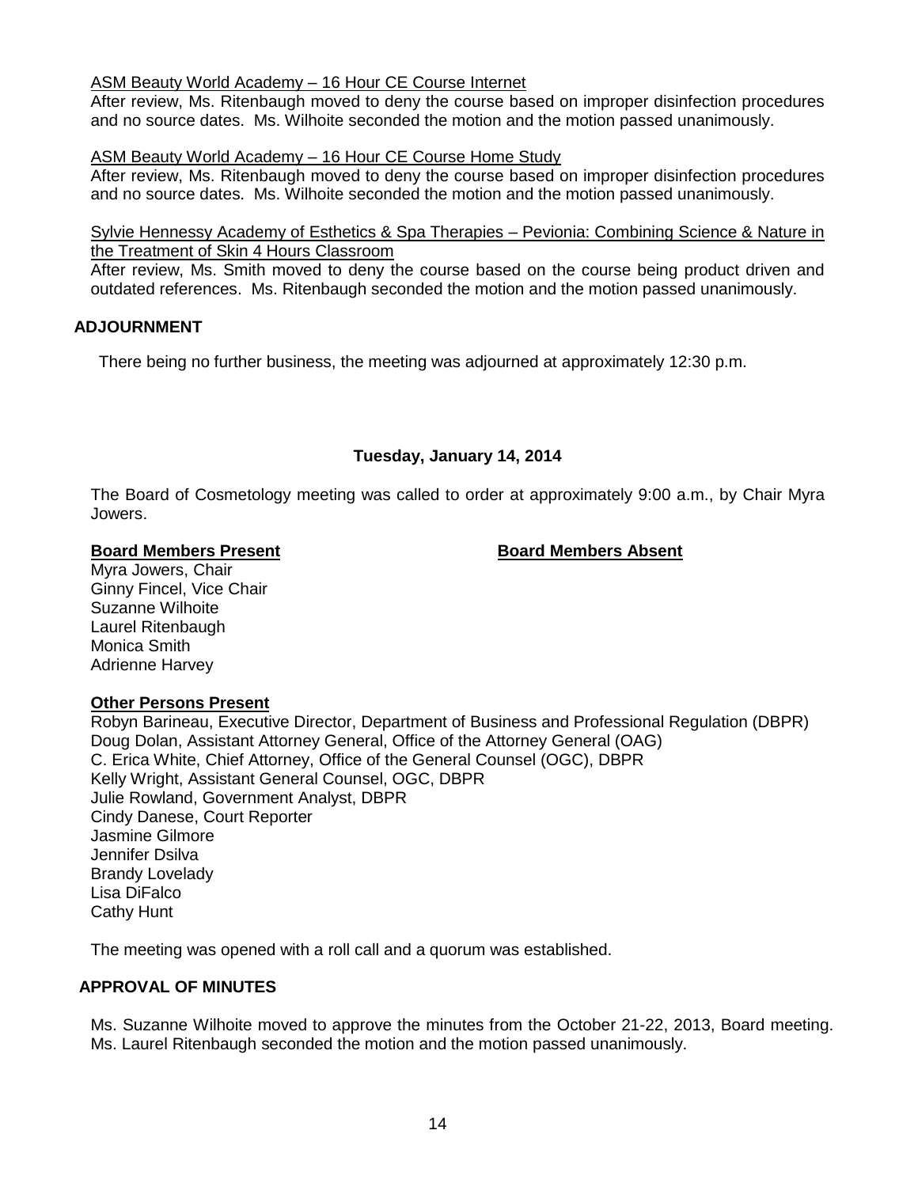<u>ASM Beauty World Academy – 16 Hour CE Course Internet</u>

After review, Ms. Ritenbaugh moved to deny the course based on improper disinfection procedures and no source dates. Ms. Wilhoite seconded the motion and the motion passed unanimously.

<u>ASM Beauty World Academy – 16 Hour CE Course Home Study</u>

After review, Ms. Ritenbaugh moved to deny the course based on improper disinfection procedures and no source dates. Ms. Wilhoite seconded the motion and the motion passed unanimously.

<u>Sylvie Hennessy Academy of Esthetics & Spa Therapies – Pevionia: Combining Science & Nature in the Treatment of Skin 4 Hours Classroom</u>

After review, Ms. Smith moved to deny the course based on the course being product driven and outdated references. Ms. Ritenbaugh seconded the motion and the motion passed unanimously.

## ADJOURNMENT

There being no further business, the meeting was adjourned at approximately 12:30 p.m.

### Tuesday, January 14, 2014

The Board of Cosmetology meeting was called to order at approximately 9:00 a.m., by Chair Myra Jowers.

**<u>Board Members Present</u>**

Myra Jowers, Chair
Ginny Fincel, Vice Chair
Suzanne Wilhoite
Laurel Ritenbaugh
Monica Smith
Adrienne Harvey

**<u>Board Members Absent</u>**

**<u>Other Persons Present</u>**

Robyn Barineau, Executive Director, Department of Business and Professional Regulation (DBPR)
Doug Dolan, Assistant Attorney General, Office of the Attorney General (OAG)
C. Erica White, Chief Attorney, Office of the General Counsel (OGC), DBPR
Kelly Wright, Assistant General Counsel, OGC, DBPR
Julie Rowland, Government Analyst, DBPR
Cindy Danese, Court Reporter
Jasmine Gilmore
Jennifer Dsilva
Brandy Lovelady
Lisa DiFalco
Cathy Hunt

The meeting was opened with a roll call and a quorum was established.

## APPROVAL OF MINUTES

Ms. Suzanne Wilhoite moved to approve the minutes from the October 21-22, 2013, Board meeting. Ms. Laurel Ritenbaugh seconded the motion and the motion passed unanimously.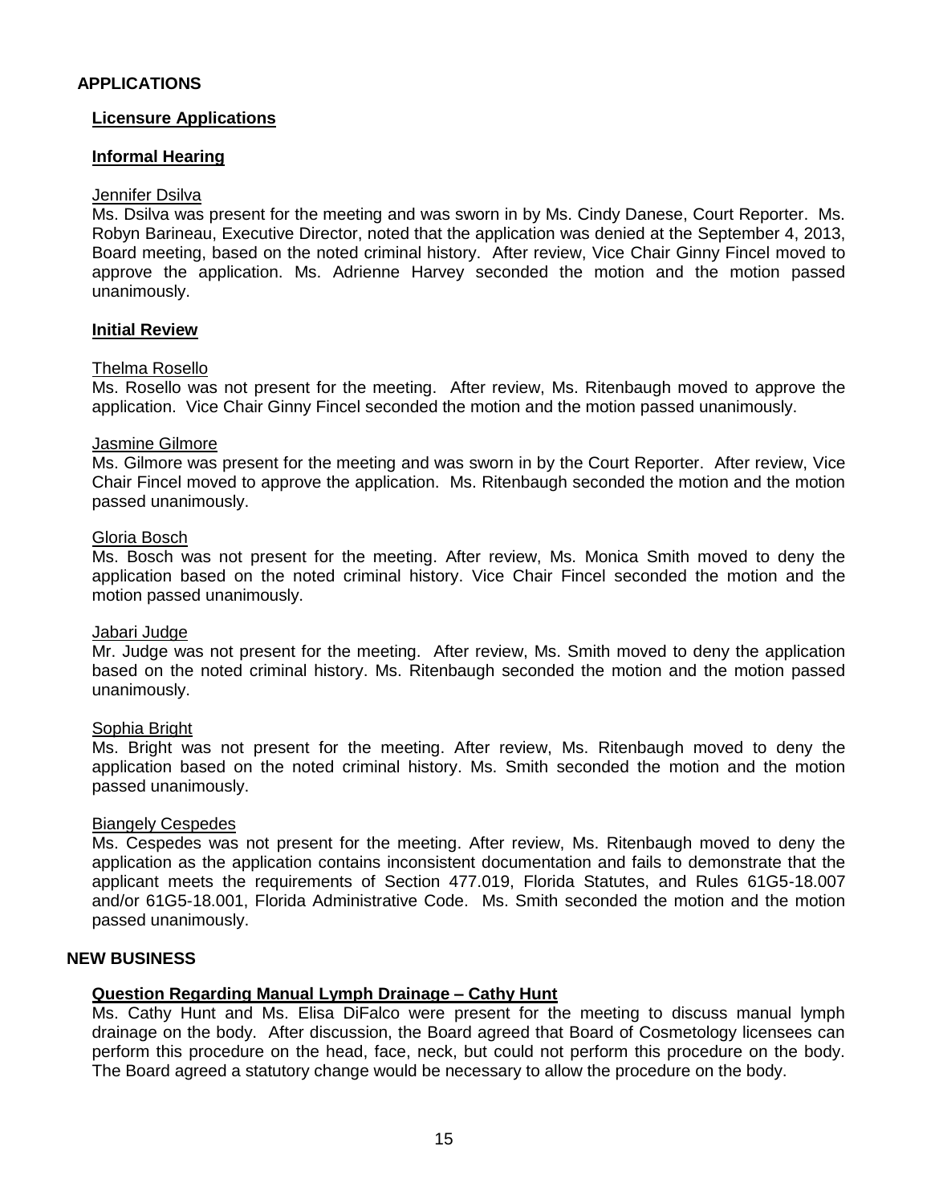## APPLICATIONS

### Licensure Applications

### Informal Hearing

Jennifer Dsilva

Ms. Dsilva was present for the meeting and was sworn in by Ms. Cindy Danese, Court Reporter. Ms. Robyn Barineau, Executive Director, noted that the application was denied at the September 4, 2013, Board meeting, based on the noted criminal history. After review, Vice Chair Ginny Fincel moved to approve the application. Ms. Adrienne Harvey seconded the motion and the motion passed unanimously.

### Initial Review

Thelma Rosello

Ms. Rosello was not present for the meeting. After review, Ms. Ritenbaugh moved to approve the application. Vice Chair Ginny Fincel seconded the motion and the motion passed unanimously.

Jasmine Gilmore

Ms. Gilmore was present for the meeting and was sworn in by the Court Reporter. After review, Vice Chair Fincel moved to approve the application. Ms. Ritenbaugh seconded the motion and the motion passed unanimously.

Gloria Bosch

Ms. Bosch was not present for the meeting. After review, Ms. Monica Smith moved to deny the application based on the noted criminal history. Vice Chair Fincel seconded the motion and the motion passed unanimously.

Jabari Judge

Mr. Judge was not present for the meeting. After review, Ms. Smith moved to deny the application based on the noted criminal history. Ms. Ritenbaugh seconded the motion and the motion passed unanimously.

Sophia Bright

Ms. Bright was not present for the meeting. After review, Ms. Ritenbaugh moved to deny the application based on the noted criminal history. Ms. Smith seconded the motion and the motion passed unanimously.

Biangely Cespedes

Ms. Cespedes was not present for the meeting. After review, Ms. Ritenbaugh moved to deny the application as the application contains inconsistent documentation and fails to demonstrate that the applicant meets the requirements of Section 477.019, Florida Statutes, and Rules 61G5-18.007 and/or 61G5-18.001, Florida Administrative Code. Ms. Smith seconded the motion and the motion passed unanimously.

## NEW BUSINESS

### Question Regarding Manual Lymph Drainage – Cathy Hunt

Ms. Cathy Hunt and Ms. Elisa DiFalco were present for the meeting to discuss manual lymph drainage on the body. After discussion, the Board agreed that Board of Cosmetology licensees can perform this procedure on the head, face, neck, but could not perform this procedure on the body. The Board agreed a statutory change would be necessary to allow the procedure on the body.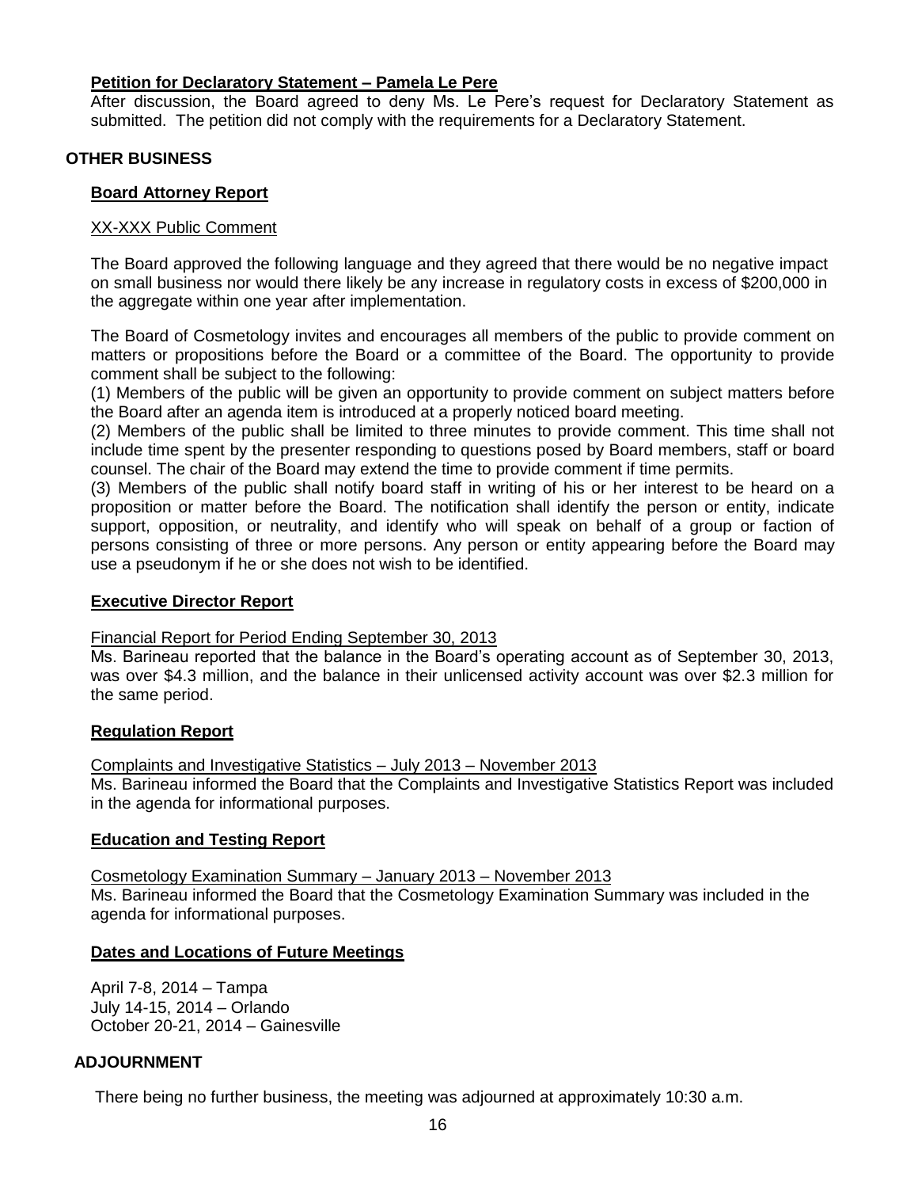**Petition for Declaratory Statement – Pamela Le Pere**

After discussion, the Board agreed to deny Ms. Le Pere's request for Declaratory Statement as submitted. The petition did not comply with the requirements for a Declaratory Statement.

## OTHER BUSINESS

**Board Attorney Report**

XX-XXX Public Comment

The Board approved the following language and they agreed that there would be no negative impact on small business nor would there likely be any increase in regulatory costs in excess of $200,000 in the aggregate within one year after implementation.

The Board of Cosmetology invites and encourages all members of the public to provide comment on matters or propositions before the Board or a committee of the Board. The opportunity to provide comment shall be subject to the following:

(1) Members of the public will be given an opportunity to provide comment on subject matters before the Board after an agenda item is introduced at a properly noticed board meeting.

(2) Members of the public shall be limited to three minutes to provide comment. This time shall not include time spent by the presenter responding to questions posed by Board members, staff or board counsel. The chair of the Board may extend the time to provide comment if time permits.

(3) Members of the public shall notify board staff in writing of his or her interest to be heard on a proposition or matter before the Board. The notification shall identify the person or entity, indicate support, opposition, or neutrality, and identify who will speak on behalf of a group or faction of persons consisting of three or more persons. Any person or entity appearing before the Board may use a pseudonym if he or she does not wish to be identified.

**Executive Director Report**

Financial Report for Period Ending September 30, 2013

Ms. Barineau reported that the balance in the Board's operating account as of September 30, 2013, was over $4.3 million, and the balance in their unlicensed activity account was over $2.3 million for the same period.

**Regulation Report**

Complaints and Investigative Statistics – July 2013 – November 2013

Ms. Barineau informed the Board that the Complaints and Investigative Statistics Report was included in the agenda for informational purposes.

**Education and Testing Report**

Cosmetology Examination Summary – January 2013 – November 2013

Ms. Barineau informed the Board that the Cosmetology Examination Summary was included in the agenda for informational purposes.

**Dates and Locations of Future Meetings**

April 7-8, 2014 – Tampa
July 14-15, 2014 – Orlando
October 20-21, 2014 – Gainesville

## ADJOURNMENT

There being no further business, the meeting was adjourned at approximately 10:30 a.m.